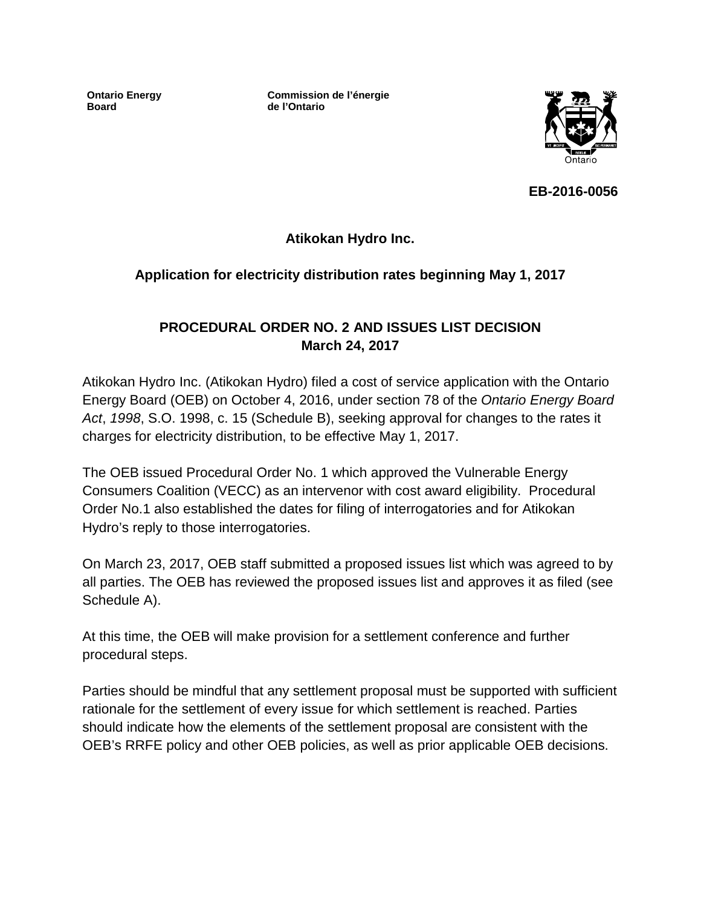**Ontario Energy Board**

**Commission de l'énergie de l'Ontario**

**EB-2016-0056**

**Atikokan Hydro Inc.**

**Application for electricity distribution rates beginning May 1, 2017**

**PROCEDURAL ORDER NO. 2 AND ISSUES LIST DECISION**
**March 24, 2017**

Atikokan Hydro Inc. (Atikokan Hydro) filed a cost of service application with the Ontario Energy Board (OEB) on October 4, 2016, under section 78 of the *Ontario Energy Board Act*, *1998*, S.O. 1998, c. 15 (Schedule B), seeking approval for changes to the rates it charges for electricity distribution, to be effective May 1, 2017.

The OEB issued Procedural Order No. 1 which approved the Vulnerable Energy Consumers Coalition (VECC) as an intervenor with cost award eligibility. Procedural Order No.1 also established the dates for filing of interrogatories and for Atikokan Hydro's reply to those interrogatories.

On March 23, 2017, OEB staff submitted a proposed issues list which was agreed to by all parties. The OEB has reviewed the proposed issues list and approves it as filed (see Schedule A).

At this time, the OEB will make provision for a settlement conference and further procedural steps.

Parties should be mindful that any settlement proposal must be supported with sufficient rationale for the settlement of every issue for which settlement is reached. Parties should indicate how the elements of the settlement proposal are consistent with the OEB's RRFE policy and other OEB policies, as well as prior applicable OEB decisions.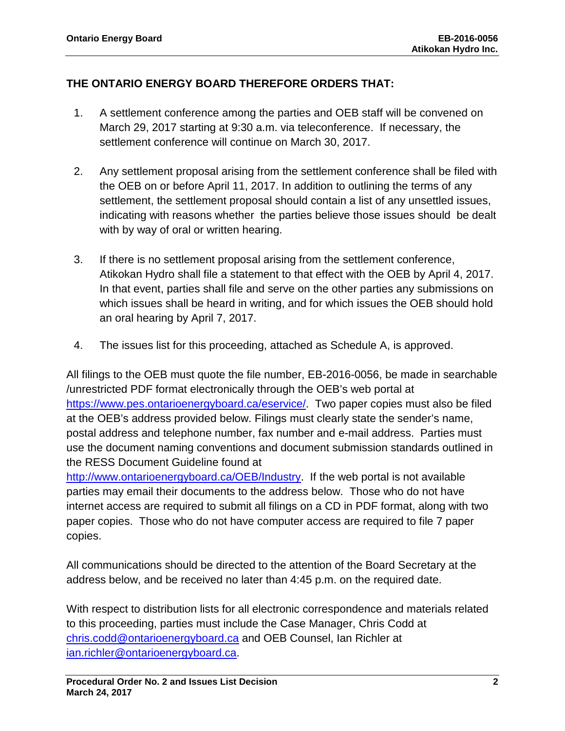**THE ONTARIO ENERGY BOARD THEREFORE ORDERS THAT:**

1. A settlement conference among the parties and OEB staff will be convened on March 29, 2017 starting at 9:30 a.m. via teleconference. If necessary, the settlement conference will continue on March 30, 2017.

2. Any settlement proposal arising from the settlement conference shall be filed with the OEB on or before April 11, 2017. In addition to outlining the terms of any settlement, the settlement proposal should contain a list of any unsettled issues, indicating with reasons whether the parties believe those issues should be dealt with by way of oral or written hearing.

3. If there is no settlement proposal arising from the settlement conference, Atikokan Hydro shall file a statement to that effect with the OEB by April 4, 2017. In that event, parties shall file and serve on the other parties any submissions on which issues shall be heard in writing, and for which issues the OEB should hold an oral hearing by April 7, 2017.

4. The issues list for this proceeding, attached as Schedule A, is approved.

All filings to the OEB must quote the file number, EB-2016-0056, be made in searchable /unrestricted PDF format electronically through the OEB's web portal at https://www.pes.ontarioenergyboard.ca/eservice/. Two paper copies must also be filed at the OEB's address provided below. Filings must clearly state the sender's name, postal address and telephone number, fax number and e-mail address. Parties must use the document naming conventions and document submission standards outlined in the RESS Document Guideline found at http://www.ontarioenergyboard.ca/OEB/Industry. If the web portal is not available parties may email their documents to the address below. Those who do not have internet access are required to submit all filings on a CD in PDF format, along with two paper copies. Those who do not have computer access are required to file 7 paper copies.

All communications should be directed to the attention of the Board Secretary at the address below, and be received no later than 4:45 p.m. on the required date.

With respect to distribution lists for all electronic correspondence and materials related to this proceeding, parties must include the Case Manager, Chris Codd at chris.codd@ontarioenergyboard.ca and OEB Counsel, Ian Richler at ian.richler@ontarioenergyboard.ca.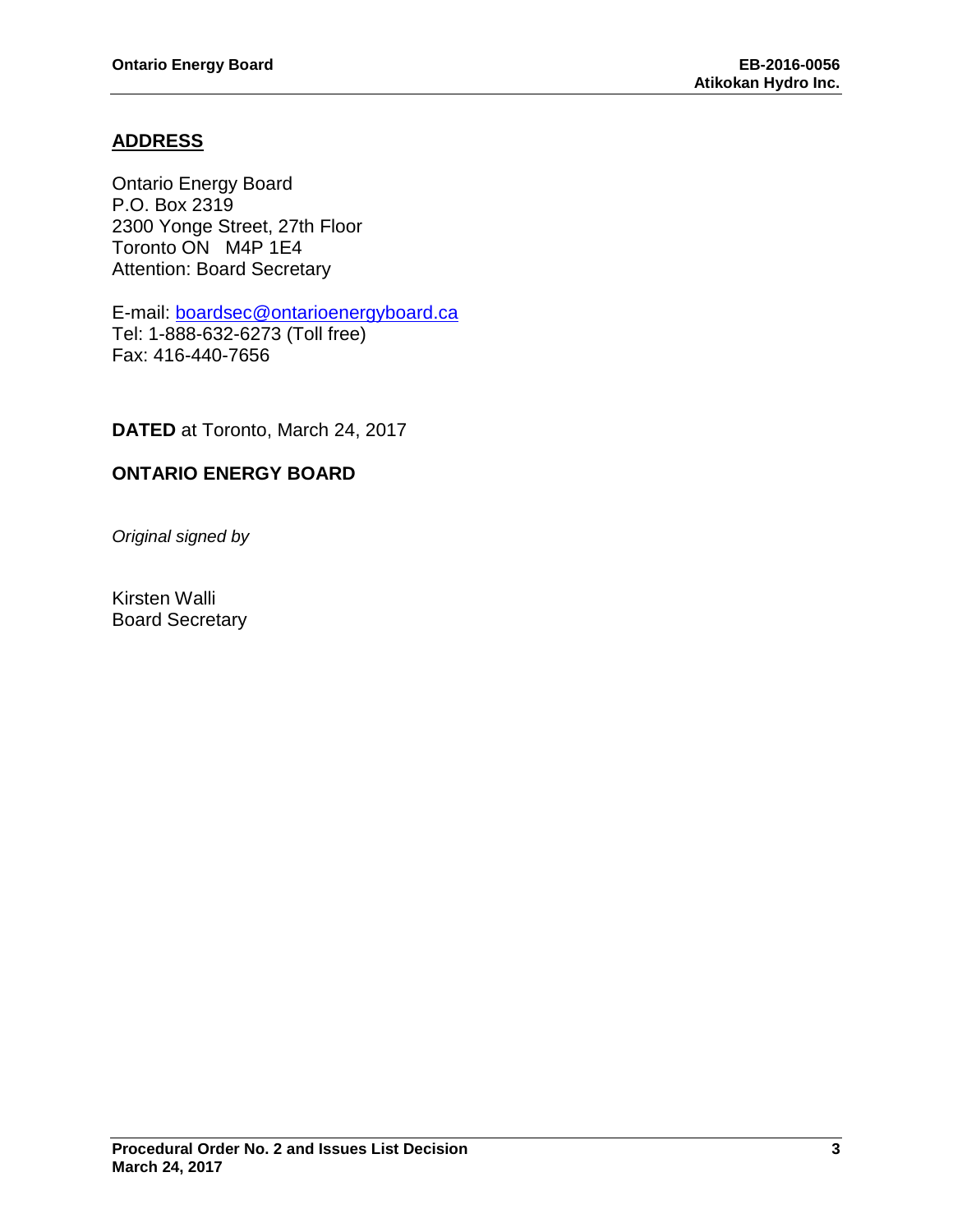## ADDRESS

Ontario Energy Board
P.O. Box 2319
2300 Yonge Street, 27th Floor
Toronto ON   M4P 1E4
Attention: Board Secretary

E-mail: boardsec@ontarioenergyboard.ca
Tel: 1-888-632-6273 (Toll free)
Fax: 416-440-7656

**DATED** at Toronto, March 24, 2017

**ONTARIO ENERGY BOARD**

*Original signed by*

Kirsten Walli
Board Secretary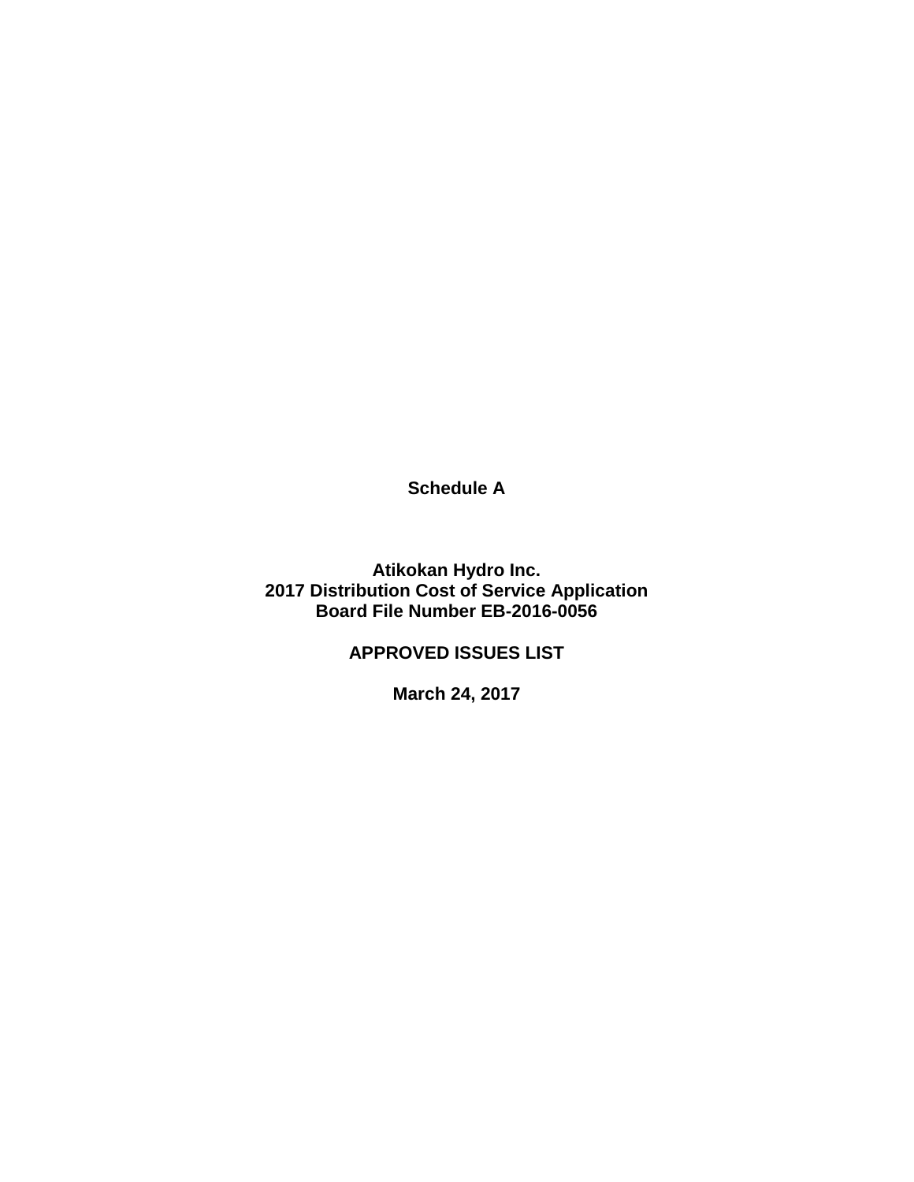**Schedule A**

**Atikokan Hydro Inc.**
**2017 Distribution Cost of Service Application**
**Board File Number EB-2016-0056**

**APPROVED ISSUES LIST**

**March 24, 2017**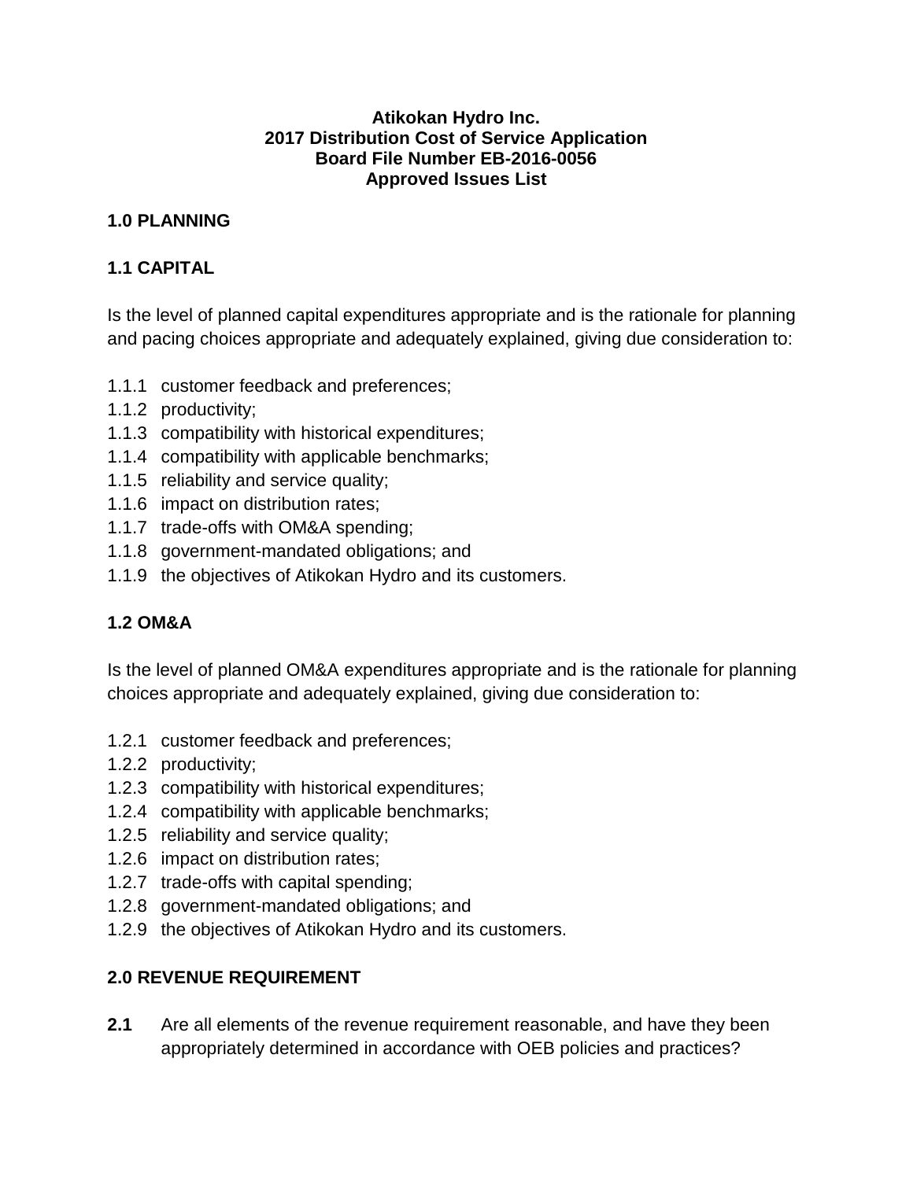**Atikokan Hydro Inc.**
**2017 Distribution Cost of Service Application**
**Board File Number EB-2016-0056**
**Approved Issues List**

## 1.0 PLANNING

### 1.1 CAPITAL

Is the level of planned capital expenditures appropriate and is the rationale for planning and pacing choices appropriate and adequately explained, giving due consideration to:

- 1.1.1 customer feedback and preferences;
- 1.1.2 productivity;
- 1.1.3 compatibility with historical expenditures;
- 1.1.4 compatibility with applicable benchmarks;
- 1.1.5 reliability and service quality;
- 1.1.6 impact on distribution rates;
- 1.1.7 trade-offs with OM&A spending;
- 1.1.8 government-mandated obligations; and
- 1.1.9 the objectives of Atikokan Hydro and its customers.

### 1.2 OM&A

Is the level of planned OM&A expenditures appropriate and is the rationale for planning choices appropriate and adequately explained, giving due consideration to:

- 1.2.1 customer feedback and preferences;
- 1.2.2 productivity;
- 1.2.3 compatibility with historical expenditures;
- 1.2.4 compatibility with applicable benchmarks;
- 1.2.5 reliability and service quality;
- 1.2.6 impact on distribution rates;
- 1.2.7 trade-offs with capital spending;
- 1.2.8 government-mandated obligations; and
- 1.2.9 the objectives of Atikokan Hydro and its customers.

## 2.0 REVENUE REQUIREMENT

**2.1** Are all elements of the revenue requirement reasonable, and have they been appropriately determined in accordance with OEB policies and practices?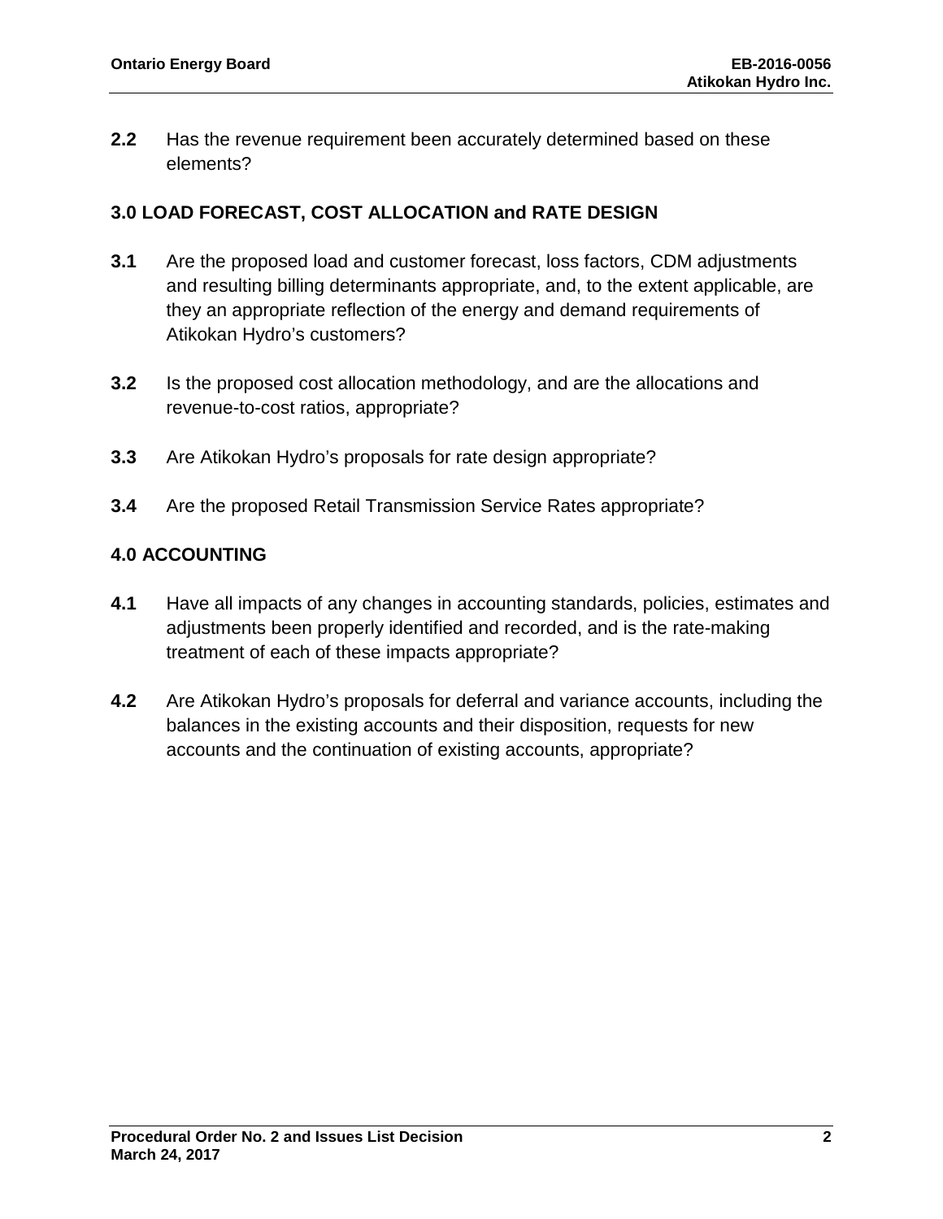**2.2** Has the revenue requirement been accurately determined based on these elements?

### 3.0 LOAD FORECAST, COST ALLOCATION and RATE DESIGN

**3.1** Are the proposed load and customer forecast, loss factors, CDM adjustments and resulting billing determinants appropriate, and, to the extent applicable, are they an appropriate reflection of the energy and demand requirements of Atikokan Hydro's customers?

**3.2** Is the proposed cost allocation methodology, and are the allocations and revenue-to-cost ratios, appropriate?

**3.3** Are Atikokan Hydro's proposals for rate design appropriate?

**3.4** Are the proposed Retail Transmission Service Rates appropriate?

### 4.0 ACCOUNTING

**4.1** Have all impacts of any changes in accounting standards, policies, estimates and adjustments been properly identified and recorded, and is the rate-making treatment of each of these impacts appropriate?

**4.2** Are Atikokan Hydro's proposals for deferral and variance accounts, including the balances in the existing accounts and their disposition, requests for new accounts and the continuation of existing accounts, appropriate?